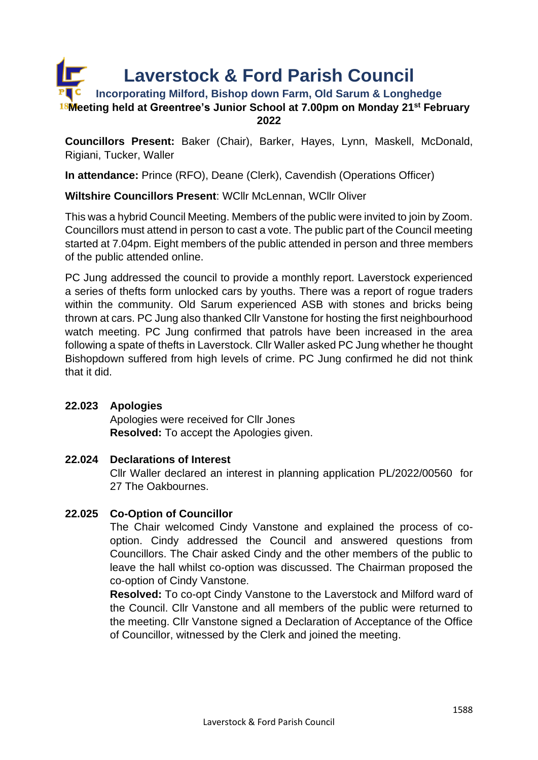# Laverstock & Ford Parish Council

### Incorporating Milford, Bishop down Farm, Old Sarum & Longhedge

**Meeting held at Greentree's Junior School at 7.00pm on Monday 21st February 2022**

**Councillors Present:** Baker (Chair), Barker, Hayes, Lynn, Maskell, McDonald, Rigiani, Tucker, Waller

**In attendance:** Prince (RFO), Deane (Clerk), Cavendish (Operations Officer)

**Wiltshire Councillors Present**: WCllr McLennan, WCllr Oliver

This was a hybrid Council Meeting. Members of the public were invited to join by Zoom. Councillors must attend in person to cast a vote. The public part of the Council meeting started at 7.04pm. Eight members of the public attended in person and three members of the public attended online.

PC Jung addressed the council to provide a monthly report. Laverstock experienced a series of thefts form unlocked cars by youths. There was a report of rogue traders within the community. Old Sarum experienced ASB with stones and bricks being thrown at cars. PC Jung also thanked Cllr Vanstone for hosting the first neighbourhood watch meeting. PC Jung confirmed that patrols have been increased in the area following a spate of thefts in Laverstock. Cllr Waller asked PC Jung whether he thought Bishopdown suffered from high levels of crime. PC Jung confirmed he did not think that it did.

**22.023 Apologies**

Apologies were received for Cllr Jones
**Resolved:** To accept the Apologies given.

**22.024 Declarations of Interest**

Cllr Waller declared an interest in planning application PL/2022/00560 for 27 The Oakbournes.

**22.025 Co-Option of Councillor**

The Chair welcomed Cindy Vanstone and explained the process of co-option. Cindy addressed the Council and answered questions from Councillors. The Chair asked Cindy and the other members of the public to leave the hall whilst co-option was discussed. The Chairman proposed the co-option of Cindy Vanstone.
**Resolved:** To co-opt Cindy Vanstone to the Laverstock and Milford ward of the Council. Cllr Vanstone and all members of the public were returned to the meeting. Cllr Vanstone signed a Declaration of Acceptance of the Office of Councillor, witnessed by the Clerk and joined the meeting.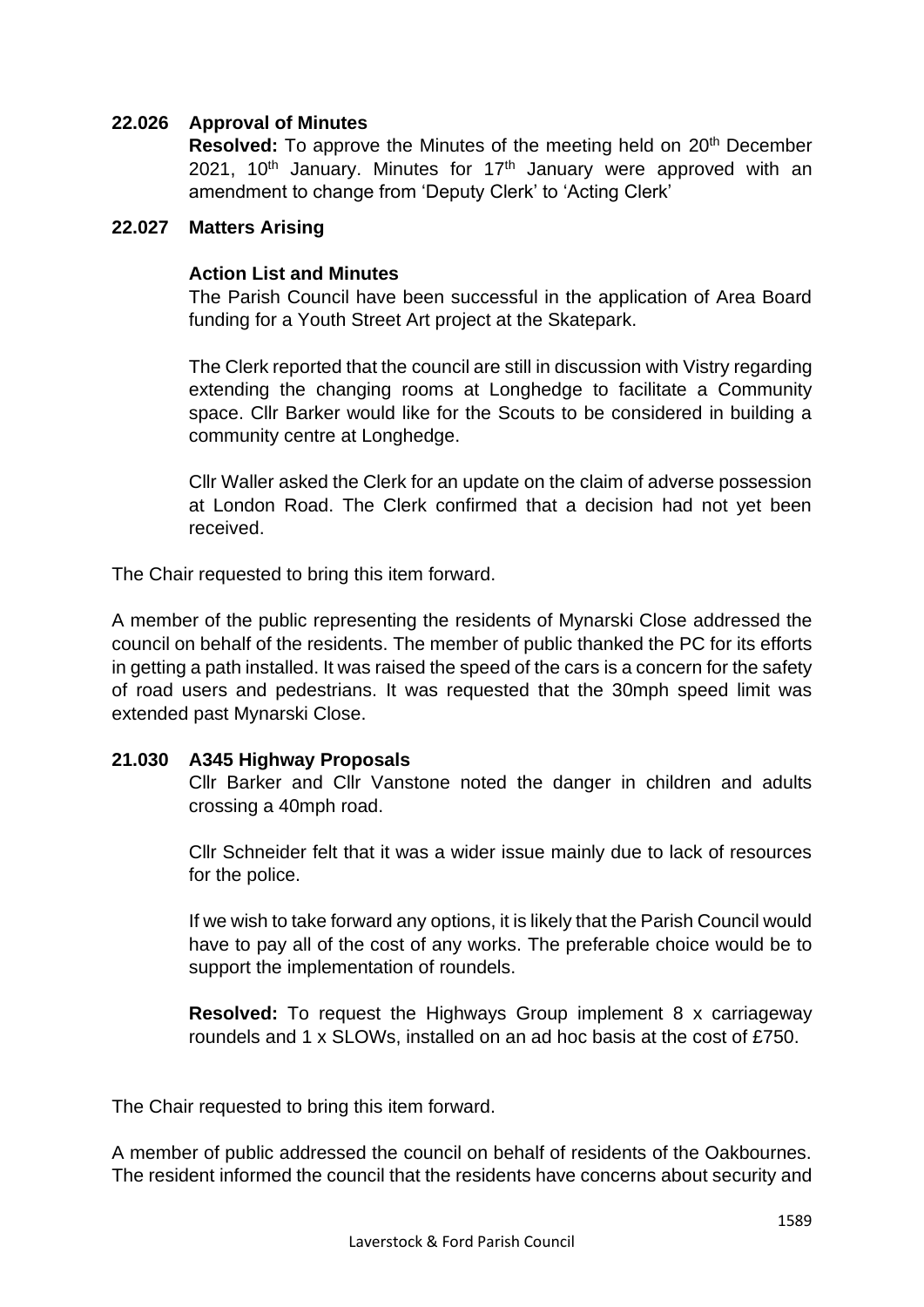**22.026 Approval of Minutes**

**Resolved:** To approve the Minutes of the meeting held on 20th December 2021, 10th January. Minutes for 17th January were approved with an amendment to change from 'Deputy Clerk' to 'Acting Clerk'

**22.027 Matters Arising**

**Action List and Minutes**

The Parish Council have been successful in the application of Area Board funding for a Youth Street Art project at the Skatepark.

The Clerk reported that the council are still in discussion with Vistry regarding extending the changing rooms at Longhedge to facilitate a Community space. Cllr Barker would like for the Scouts to be considered in building a community centre at Longhedge.

Cllr Waller asked the Clerk for an update on the claim of adverse possession at London Road. The Clerk confirmed that a decision had not yet been received.

The Chair requested to bring this item forward.

A member of the public representing the residents of Mynarski Close addressed the council on behalf of the residents. The member of public thanked the PC for its efforts in getting a path installed. It was raised the speed of the cars is a concern for the safety of road users and pedestrians. It was requested that the 30mph speed limit was extended past Mynarski Close.

**21.030 A345 Highway Proposals**

Cllr Barker and Cllr Vanstone noted the danger in children and adults crossing a 40mph road.

Cllr Schneider felt that it was a wider issue mainly due to lack of resources for the police.

If we wish to take forward any options, it is likely that the Parish Council would have to pay all of the cost of any works. The preferable choice would be to support the implementation of roundels.

**Resolved:** To request the Highways Group implement 8 x carriageway roundels and 1 x SLOWs, installed on an ad hoc basis at the cost of £750.

The Chair requested to bring this item forward.

A member of public addressed the council on behalf of residents of the Oakbournes. The resident informed the council that the residents have concerns about security and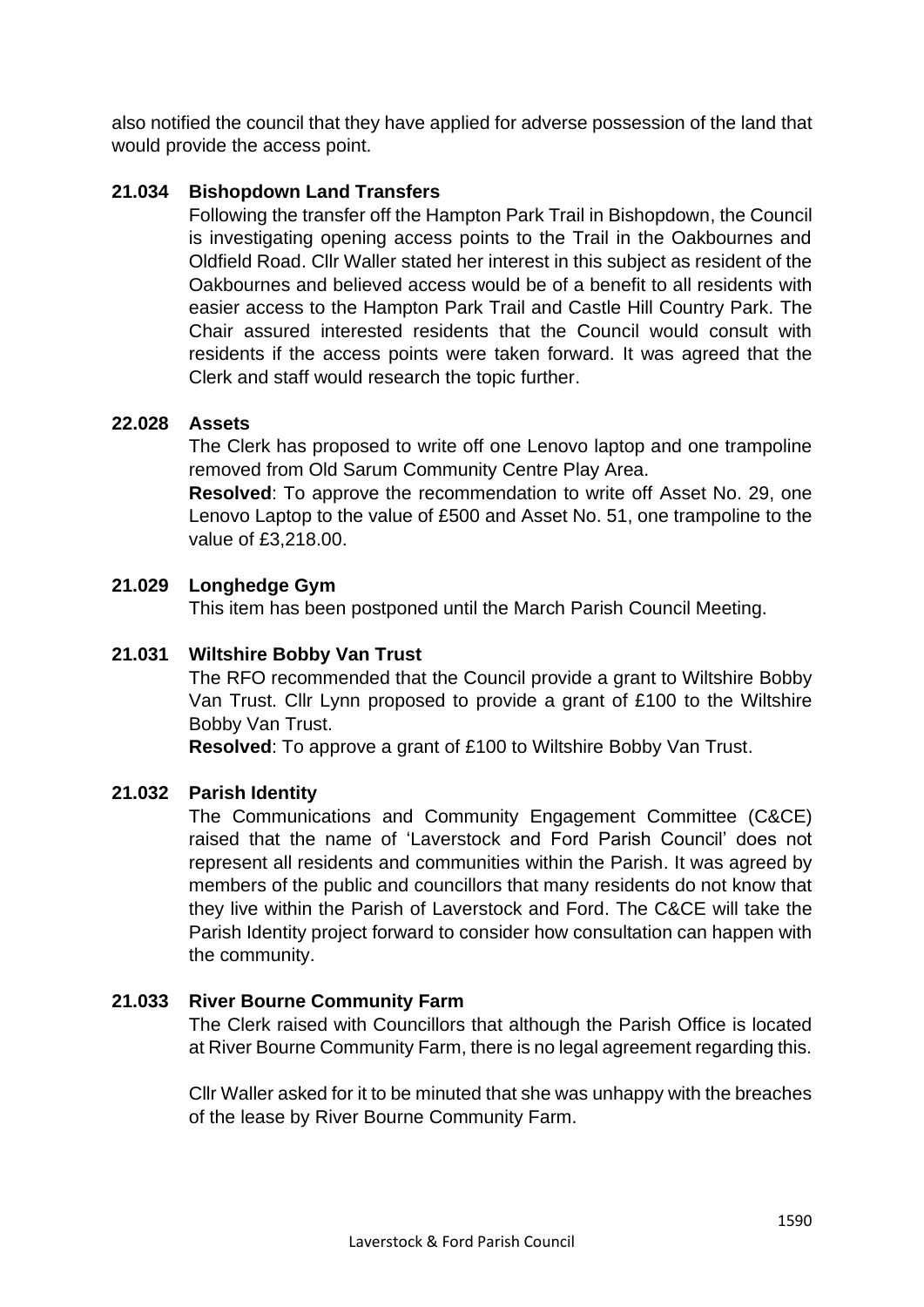also notified the council that they have applied for adverse possession of the land that would provide the access point.

**21.034 Bishopdown Land Transfers**

Following the transfer off the Hampton Park Trail in Bishopdown, the Council is investigating opening access points to the Trail in the Oakbournes and Oldfield Road. Cllr Waller stated her interest in this subject as resident of the Oakbournes and believed access would be of a benefit to all residents with easier access to the Hampton Park Trail and Castle Hill Country Park. The Chair assured interested residents that the Council would consult with residents if the access points were taken forward. It was agreed that the Clerk and staff would research the topic further.

**22.028 Assets**

The Clerk has proposed to write off one Lenovo laptop and one trampoline removed from Old Sarum Community Centre Play Area.

**Resolved**: To approve the recommendation to write off Asset No. 29, one Lenovo Laptop to the value of £500 and Asset No. 51, one trampoline to the value of £3,218.00.

**21.029 Longhedge Gym**

This item has been postponed until the March Parish Council Meeting.

**21.031 Wiltshire Bobby Van Trust**

The RFO recommended that the Council provide a grant to Wiltshire Bobby Van Trust. Cllr Lynn proposed to provide a grant of £100 to the Wiltshire Bobby Van Trust.

**Resolved**: To approve a grant of £100 to Wiltshire Bobby Van Trust.

**21.032 Parish Identity**

The Communications and Community Engagement Committee (C&CE) raised that the name of 'Laverstock and Ford Parish Council' does not represent all residents and communities within the Parish. It was agreed by members of the public and councillors that many residents do not know that they live within the Parish of Laverstock and Ford. The C&CE will take the Parish Identity project forward to consider how consultation can happen with the community.

**21.033 River Bourne Community Farm**

The Clerk raised with Councillors that although the Parish Office is located at River Bourne Community Farm, there is no legal agreement regarding this.

Cllr Waller asked for it to be minuted that she was unhappy with the breaches of the lease by River Bourne Community Farm.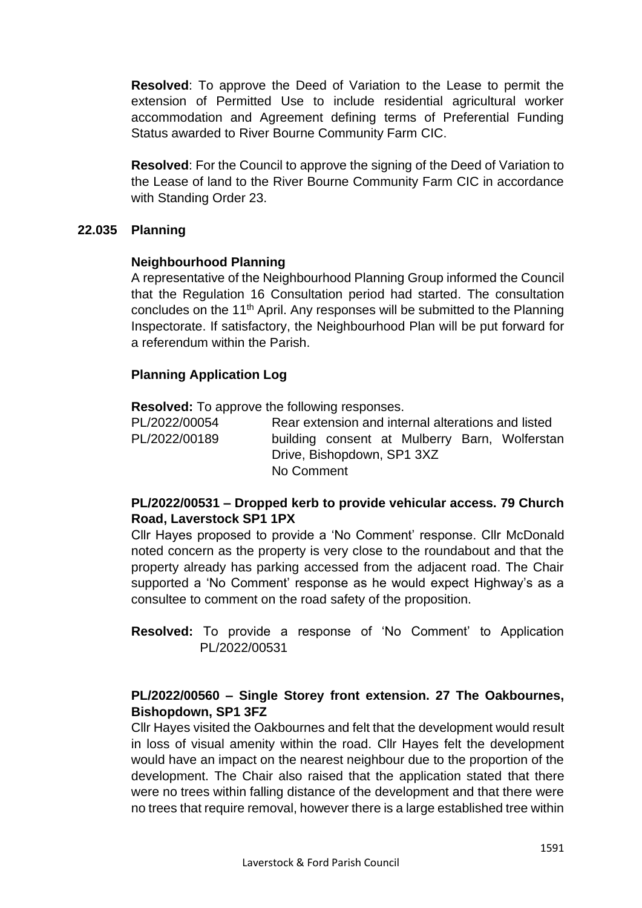**Resolved**: To approve the Deed of Variation to the Lease to permit the extension of Permitted Use to include residential agricultural worker accommodation and Agreement defining terms of Preferential Funding Status awarded to River Bourne Community Farm CIC.

**Resolved**: For the Council to approve the signing of the Deed of Variation to the Lease of land to the River Bourne Community Farm CIC in accordance with Standing Order 23.

## 22.035 Planning

### Neighbourhood Planning

A representative of the Neighbourhood Planning Group informed the Council that the Regulation 16 Consultation period had started. The consultation concludes on the 11th April. Any responses will be submitted to the Planning Inspectorate. If satisfactory, the Neighbourhood Plan will be put forward for a referendum within the Parish.

### Planning Application Log

**Resolved:** To approve the following responses.

| | |
|---|---|
| PL/2022/00054<br>PL/2022/00189 | Rear extension and internal alterations and listed building consent at Mulberry Barn, Wolferstan Drive, Bishopdown, SP1 3XZ<br>No Comment |

**PL/2022/00531 – Dropped kerb to provide vehicular access. 79 Church Road, Laverstock SP1 1PX**

Cllr Hayes proposed to provide a 'No Comment' response. Cllr McDonald noted concern as the property is very close to the roundabout and that the property already has parking accessed from the adjacent road. The Chair supported a 'No Comment' response as he would expect Highway's as a consultee to comment on the road safety of the proposition.

**Resolved:** To provide a response of 'No Comment' to Application PL/2022/00531

**PL/2022/00560 – Single Storey front extension. 27 The Oakbournes, Bishopdown, SP1 3FZ**

Cllr Hayes visited the Oakbournes and felt that the development would result in loss of visual amenity within the road. Cllr Hayes felt the development would have an impact on the nearest neighbour due to the proportion of the development. The Chair also raised that the application stated that there were no trees within falling distance of the development and that there were no trees that require removal, however there is a large established tree within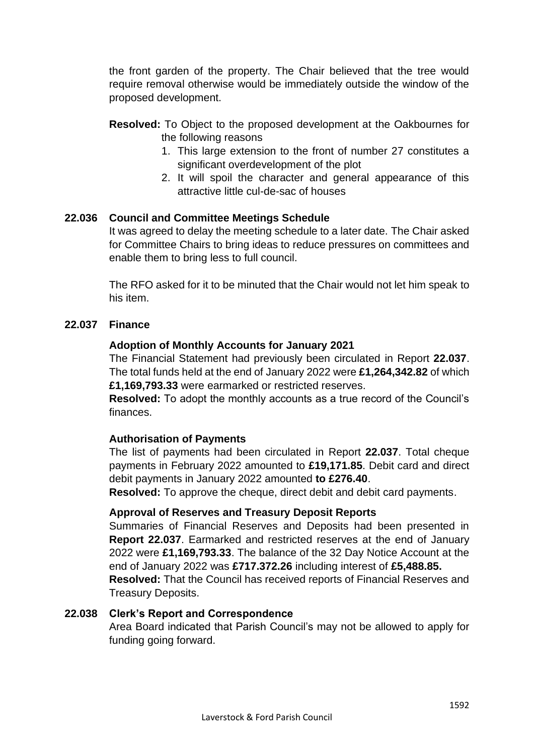the front garden of the property. The Chair believed that the tree would require removal otherwise would be immediately outside the window of the proposed development.

**Resolved:** To Object to the proposed development at the Oakbournes for the following reasons

1. This large extension to the front of number 27 constitutes a significant overdevelopment of the plot
2. It will spoil the character and general appearance of this attractive little cul-de-sac of houses

### 22.036 Council and Committee Meetings Schedule

It was agreed to delay the meeting schedule to a later date. The Chair asked for Committee Chairs to bring ideas to reduce pressures on committees and enable them to bring less to full council.

The RFO asked for it to be minuted that the Chair would not let him speak to his item.

### 22.037 Finance

**Adoption of Monthly Accounts for January 2021**

The Financial Statement had previously been circulated in Report **22.037**. The total funds held at the end of January 2022 were **£1,264,342.82** of which **£1,169,793.33** were earmarked or restricted reserves.

**Resolved:** To adopt the monthly accounts as a true record of the Council's finances.

**Authorisation of Payments**

The list of payments had been circulated in Report **22.037**. Total cheque payments in February 2022 amounted to **£19,171.85**. Debit card and direct debit payments in January 2022 amounted **to £276.40**.

**Resolved:** To approve the cheque, direct debit and debit card payments.

**Approval of Reserves and Treasury Deposit Reports**

Summaries of Financial Reserves and Deposits had been presented in **Report 22.037**. Earmarked and restricted reserves at the end of January 2022 were **£1,169,793.33**. The balance of the 32 Day Notice Account at the end of January 2022 was **£717.372.26** including interest of **£5,488.85.**

**Resolved:** That the Council has received reports of Financial Reserves and Treasury Deposits.

### 22.038 Clerk's Report and Correspondence

Area Board indicated that Parish Council's may not be allowed to apply for funding going forward.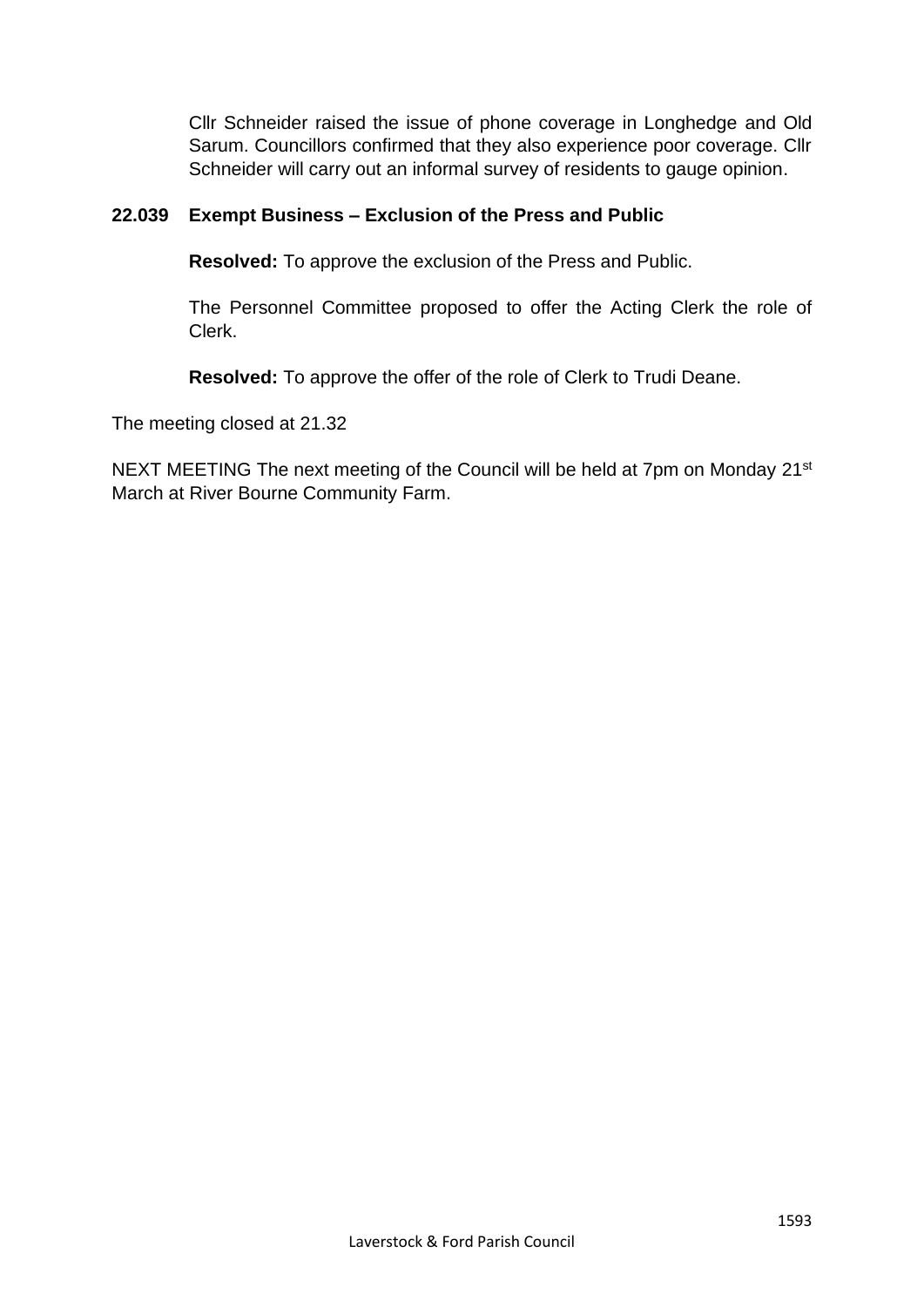Cllr Schneider raised the issue of phone coverage in Longhedge and Old Sarum. Councillors confirmed that they also experience poor coverage. Cllr Schneider will carry out an informal survey of residents to gauge opinion.

**22.039 Exempt Business – Exclusion of the Press and Public**

**Resolved:** To approve the exclusion of the Press and Public.

The Personnel Committee proposed to offer the Acting Clerk the role of Clerk.

**Resolved:** To approve the offer of the role of Clerk to Trudi Deane.

The meeting closed at 21.32

NEXT MEETING The next meeting of the Council will be held at 7pm on Monday 21st March at River Bourne Community Farm.